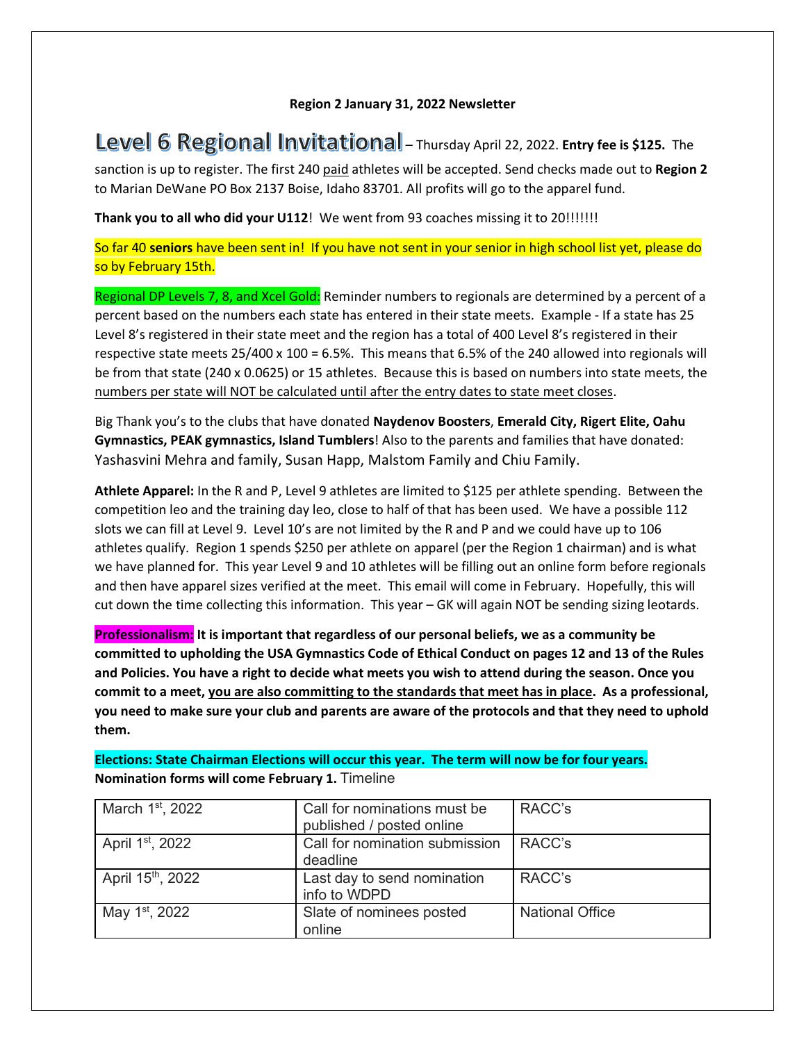**Region 2 January 31, 2022 Newsletter**

**Level 6 Regional Invitational** – Thursday April 22, 2022. **Entry fee is $125.** The sanction is up to register. The first 240 paid athletes will be accepted. Send checks made out to **Region 2** to Marian DeWane PO Box 2137 Boise, Idaho 83701. All profits will go to the apparel fund.

**Thank you to all who did your U112**! We went from 93 coaches missing it to 20!!!!!!!

So far 40 **seniors** have been sent in! If you have not sent in your senior in high school list yet, please do so by February 15th.

Regional DP Levels 7, 8, and Xcel Gold: Reminder numbers to regionals are determined by a percent of a percent based on the numbers each state has entered in their state meets. Example - If a state has 25 Level 8's registered in their state meet and the region has a total of 400 Level 8's registered in their respective state meets 25/400 x 100 = 6.5%. This means that 6.5% of the 240 allowed into regionals will be from that state (240 x 0.0625) or 15 athletes. Because this is based on numbers into state meets, the numbers per state will NOT be calculated until after the entry dates to state meet closes.

Big Thank you's to the clubs that have donated **Naydenov Boosters**, **Emerald City, Rigert Elite, Oahu Gymnastics, PEAK gymnastics, Island Tumblers**! Also to the parents and families that have donated: Yashasvini Mehra and family, Susan Happ, Malstom Family and Chiu Family.

**Athlete Apparel:** In the R and P, Level 9 athletes are limited to $125 per athlete spending. Between the competition leo and the training day leo, close to half of that has been used. We have a possible 112 slots we can fill at Level 9. Level 10's are not limited by the R and P and we could have up to 106 athletes qualify. Region 1 spends $250 per athlete on apparel (per the Region 1 chairman) and is what we have planned for. This year Level 9 and 10 athletes will be filling out an online form before regionals and then have apparel sizes verified at the meet. This email will come in February. Hopefully, this will cut down the time collecting this information. This year – GK will again NOT be sending sizing leotards.

**Professionalism: It is important that regardless of our personal beliefs, we as a community be committed to upholding the USA Gymnastics Code of Ethical Conduct on pages 12 and 13 of the Rules and Policies. You have a right to decide what meets you wish to attend during the season. Once you commit to a meet, you are also committing to the standards that meet has in place. As a professional, you need to make sure your club and parents are aware of the protocols and that they need to uphold them.**

**Elections: State Chairman Elections will occur this year. The term will now be for four years. Nomination forms will come February 1.** Timeline

| | | |
|---|---|---|
| March 1st, 2022 | Call for nominations must be published / posted online | RACC's |
| April 1st, 2022 | Call for nomination submission deadline | RACC's |
| April 15th, 2022 | Last day to send nomination info to WDPD | RACC's |
| May 1st, 2022 | Slate of nominees posted online | National Office |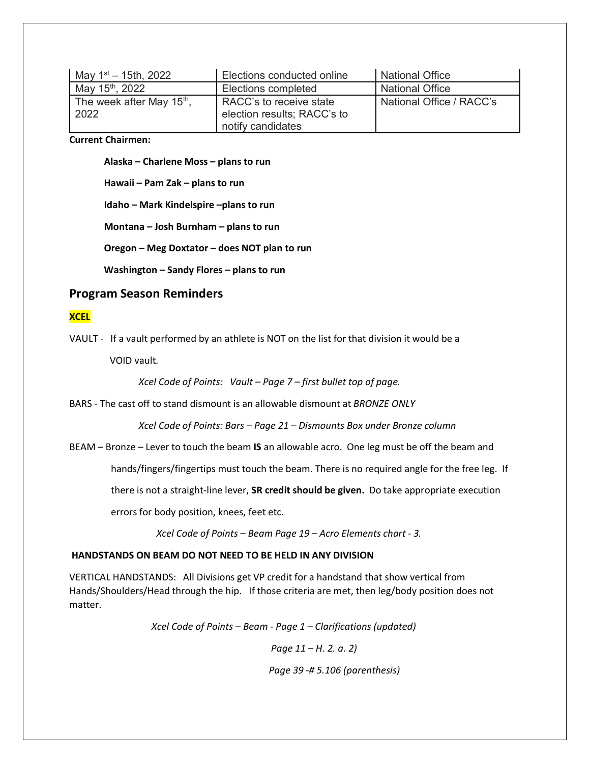| May 1st – 15th, 2022 | Elections conducted online | National Office |
|---|---|---|
| May 15th, 2022 | Elections completed | National Office |
| The week after May 15th, 2022 | RACC's to receive state election results; RACC's to notify candidates | National Office / RACC's |

**Current Chairmen:**

**Alaska – Charlene Moss – plans to run**

**Hawaii – Pam Zak – plans to run**

**Idaho – Mark Kindelspire –plans to run**

**Montana – Josh Burnham – plans to run**

**Oregon – Meg Doxtator – does NOT plan to run**

**Washington – Sandy Flores – plans to run**

## Program Season Reminders

**XCEL**

VAULT - If a vault performed by an athlete is NOT on the list for that division it would be a VOID vault.

*Xcel Code of Points: Vault – Page 7 – first bullet top of page.*

BARS - The cast off to stand dismount is an allowable dismount at *BRONZE ONLY*

*Xcel Code of Points: Bars – Page 21 – Dismounts Box under Bronze column*

BEAM – Bronze – Lever to touch the beam **IS** an allowable acro. One leg must be off the beam and hands/fingers/fingertips must touch the beam. There is no required angle for the free leg. If there is not a straight-line lever, **SR credit should be given.** Do take appropriate execution errors for body position, knees, feet etc.

*Xcel Code of Points – Beam Page 19 – Acro Elements chart - 3.*

**HANDSTANDS ON BEAM DO NOT NEED TO BE HELD IN ANY DIVISION**

VERTICAL HANDSTANDS: All Divisions get VP credit for a handstand that show vertical from Hands/Shoulders/Head through the hip. If those criteria are met, then leg/body position does not matter.

*Xcel Code of Points – Beam - Page 1 – Clarifications (updated)*

*Page 11 – H. 2. a. 2)*

*Page 39 -# 5.106 (parenthesis)*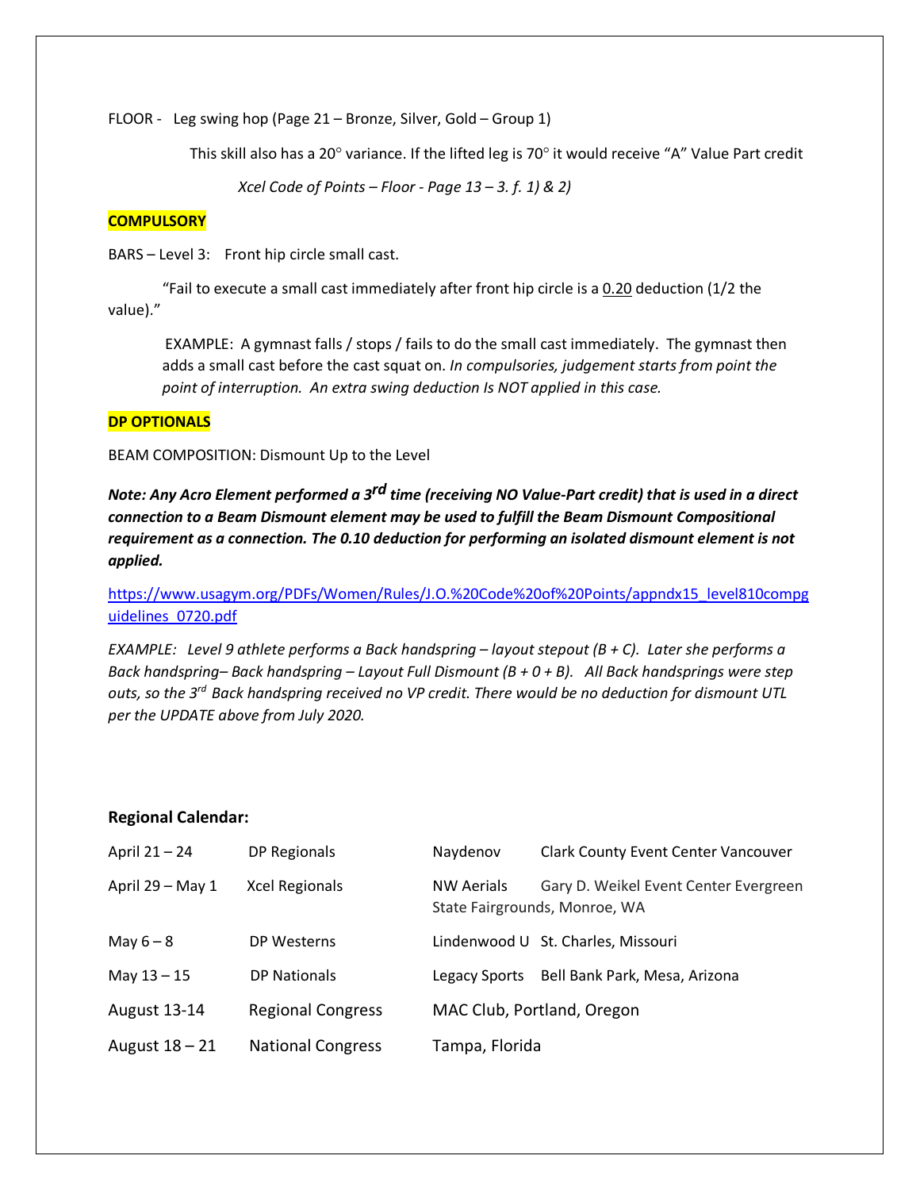FLOOR - Leg swing hop (Page 21 – Bronze, Silver, Gold – Group 1)

This skill also has a 20° variance. If the lifted leg is 70° it would receive "A" Value Part credit

*Xcel Code of Points – Floor - Page 13 – 3. f. 1) & 2)*

**COMPULSORY**

BARS – Level 3: Front hip circle small cast.

"Fail to execute a small cast immediately after front hip circle is a 0.20 deduction (1/2 the value)."

EXAMPLE: A gymnast falls / stops / fails to do the small cast immediately. The gymnast then adds a small cast before the cast squat on. *In compulsories, judgement starts from point the point of interruption. An extra swing deduction Is NOT applied in this case.*

**DP OPTIONALS**

BEAM COMPOSITION: Dismount Up to the Level

***Note: Any Acro Element performed a 3rd time (receiving NO Value-Part credit) that is used in a direct connection to a Beam Dismount element may be used to fulfill the Beam Dismount Compositional requirement as a connection. The 0.10 deduction for performing an isolated dismount element is not applied.***

https://www.usagym.org/PDFs/Women/Rules/J.O.%20Code%20of%20Points/appndx15_level810compguidelines_0720.pdf

*EXAMPLE: Level 9 athlete performs a Back handspring – layout stepout (B + C). Later she performs a Back handspring– Back handspring – Layout Full Dismount (B + 0 + B). All Back handsprings were step outs, so the 3rd Back handspring received no VP credit. There would be no deduction for dismount UTL per the UPDATE above from July 2020.*

**Regional Calendar:**

| | | | |
|---|---|---|---|
| April 21 – 24 | DP Regionals | Naydenov | Clark County Event Center Vancouver |
| April 29 – May 1 | Xcel Regionals | NW Aerials | Gary D. Weikel Event Center Evergreen State Fairgrounds, Monroe, WA |
| May 6 – 8 | DP Westerns | Lindenwood U | St. Charles, Missouri |
| May 13 – 15 | DP Nationals | Legacy Sports | Bell Bank Park, Mesa, Arizona |
| August 13-14 | Regional Congress | MAC Club, Portland, Oregon | |
| August 18 – 21 | National Congress | Tampa, Florida | |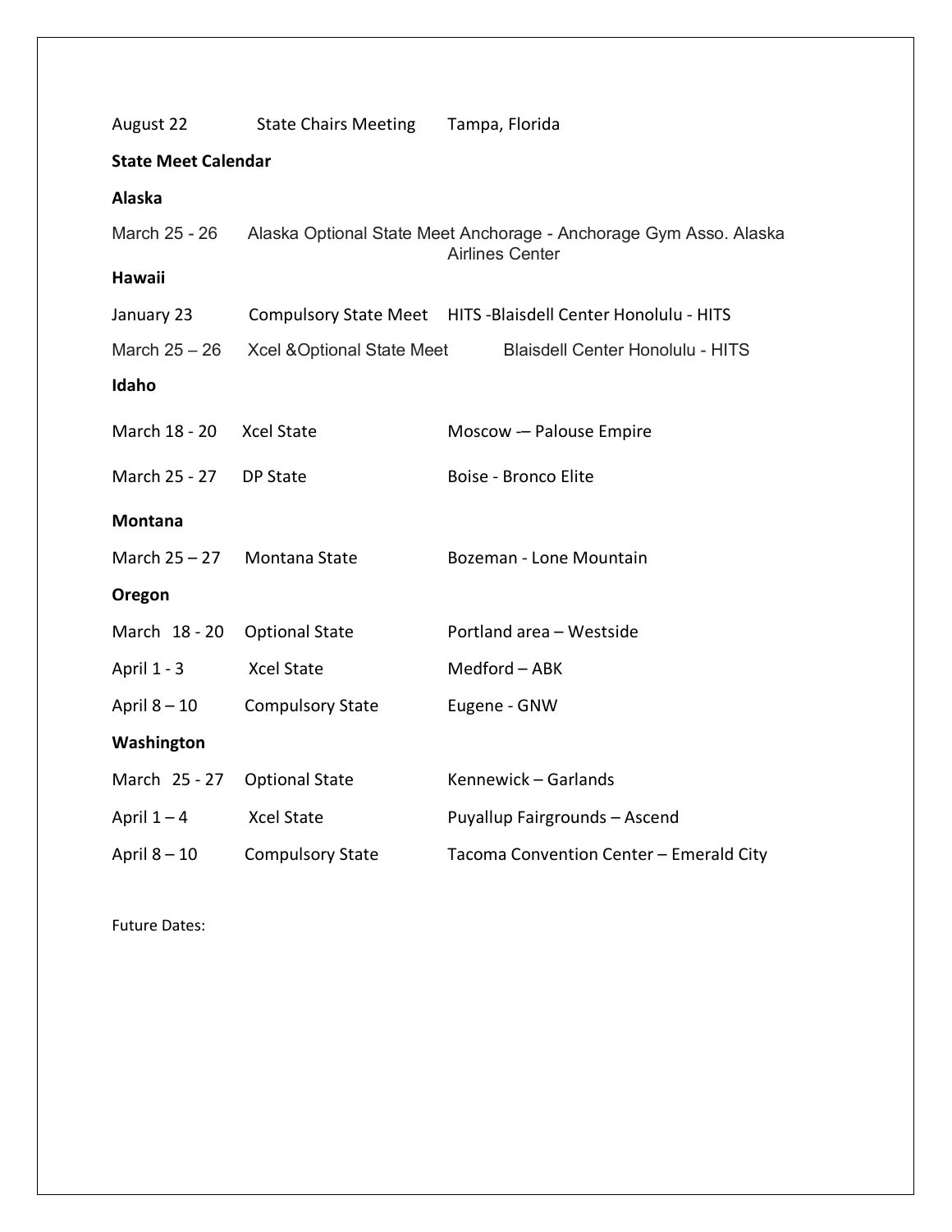August 22 State Chairs Meeting Tampa, Florida

**State Meet Calendar**

**Alaska**

March 25 - 26 Alaska Optional State Meet Anchorage - Anchorage Gym Asso. Alaska Airlines Center

**Hawaii**

January 23 Compulsory State Meet HITS -Blaisdell Center Honolulu - HITS

March 25 – 26 Xcel &Optional State Meet Blaisdell Center Honolulu - HITS

**Idaho**

March 18 - 20 Xcel State Moscow -– Palouse Empire

March 25 - 27 DP State Boise - Bronco Elite

**Montana**

March 25 – 27 Montana State Bozeman - Lone Mountain

**Oregon**

March 18 - 20 Optional State Portland area – Westside

April 1 - 3 Xcel State Medford – ABK

April 8 – 10 Compulsory State Eugene - GNW

**Washington**

March 25 - 27 Optional State Kennewick – Garlands

April 1 – 4 Xcel State Puyallup Fairgrounds – Ascend

April 8 – 10 Compulsory State Tacoma Convention Center – Emerald City

Future Dates: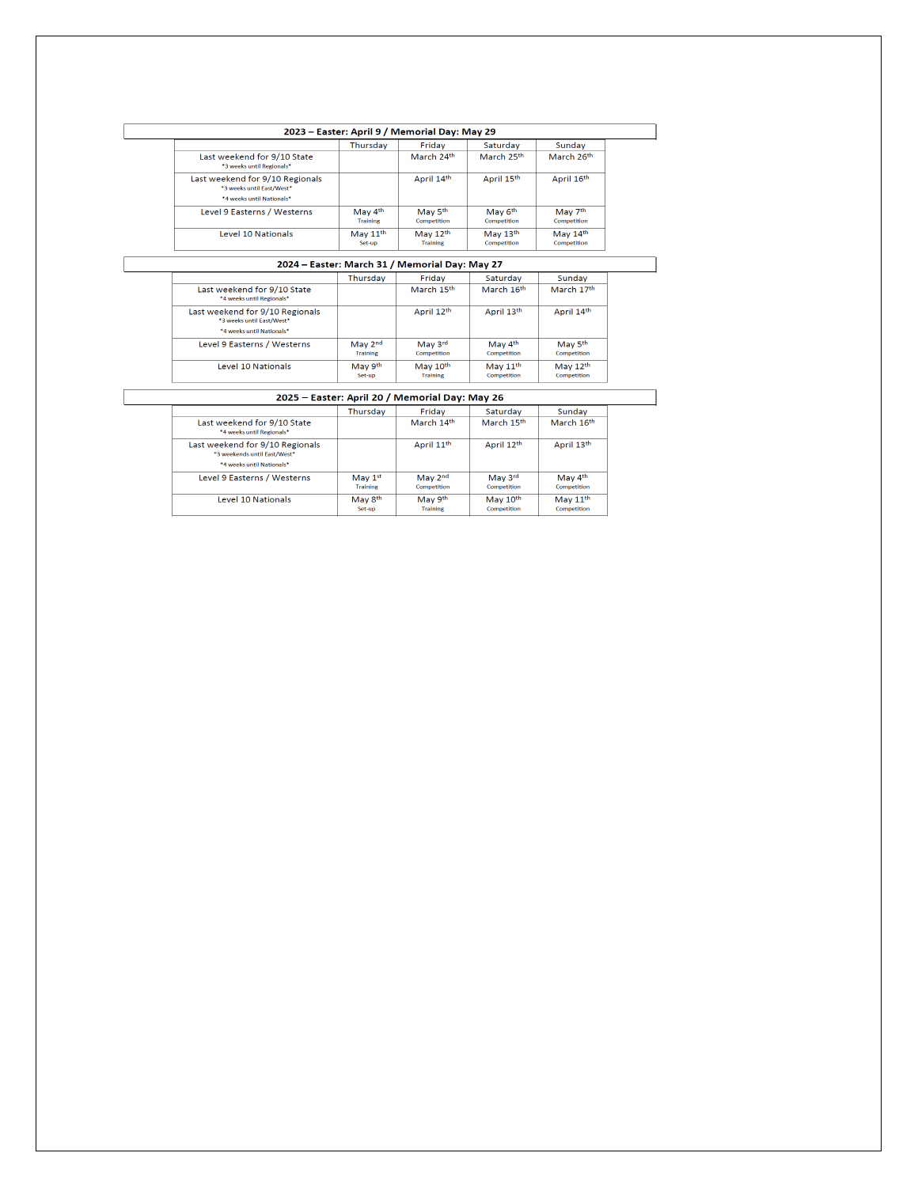**2023 – Easter: April 9 / Memorial Day: May 29**

| | Thursday | Friday | Saturday | Sunday |
|---|---|---|---|---|
| Last weekend for 9/10 State<br>*3 weeks until Regionals* | | March 24th | March 25th | March 26th |
| Last weekend for 9/10 Regionals<br>*3 weeks until East/West*<br>*4 weeks until Nationals* | | April 14th | April 15th | April 16th |
| Level 9 Easterns / Westerns | May 4th<br>Training | May 5th<br>Competition | May 6th<br>Competition | May 7th<br>Competition |
| Level 10 Nationals | May 11th<br>Set-up | May 12th<br>Training | May 13th<br>Competition | May 14th<br>Competition |

**2024 – Easter: March 31 / Memorial Day: May 27**

| | Thursday | Friday | Saturday | Sunday |
|---|---|---|---|---|
| Last weekend for 9/10 State<br>*4 weeks until Regionals* | | March 15th | March 16th | March 17th |
| Last weekend for 9/10 Regionals<br>*3 weeks until East/West*<br>*4 weeks until Nationals* | | April 12th | April 13th | April 14th |
| Level 9 Easterns / Westerns | May 2nd<br>Training | May 3rd<br>Competition | May 4th<br>Competition | May 5th<br>Competition |
| Level 10 Nationals | May 9th<br>Set-up | May 10th<br>Training | May 11th<br>Competition | May 12th<br>Competition |

**2025 – Easter: April 20 / Memorial Day: May 26**

| | Thursday | Friday | Saturday | Sunday |
|---|---|---|---|---|
| Last weekend for 9/10 State<br>*4 weeks until Regionals* | | March 14th | March 15th | March 16th |
| Last weekend for 9/10 Regionals<br>*3 weekends until East/West*<br>*4 weeks until Nationals* | | April 11th | April 12th | April 13th |
| Level 9 Easterns / Westerns | May 1st<br>Training | May 2nd<br>Competition | May 3rd<br>Competition | May 4th<br>Competition |
| Level 10 Nationals | May 8th<br>Set-up | May 9th<br>Training | May 10th<br>Competition | May 11th<br>Competition |